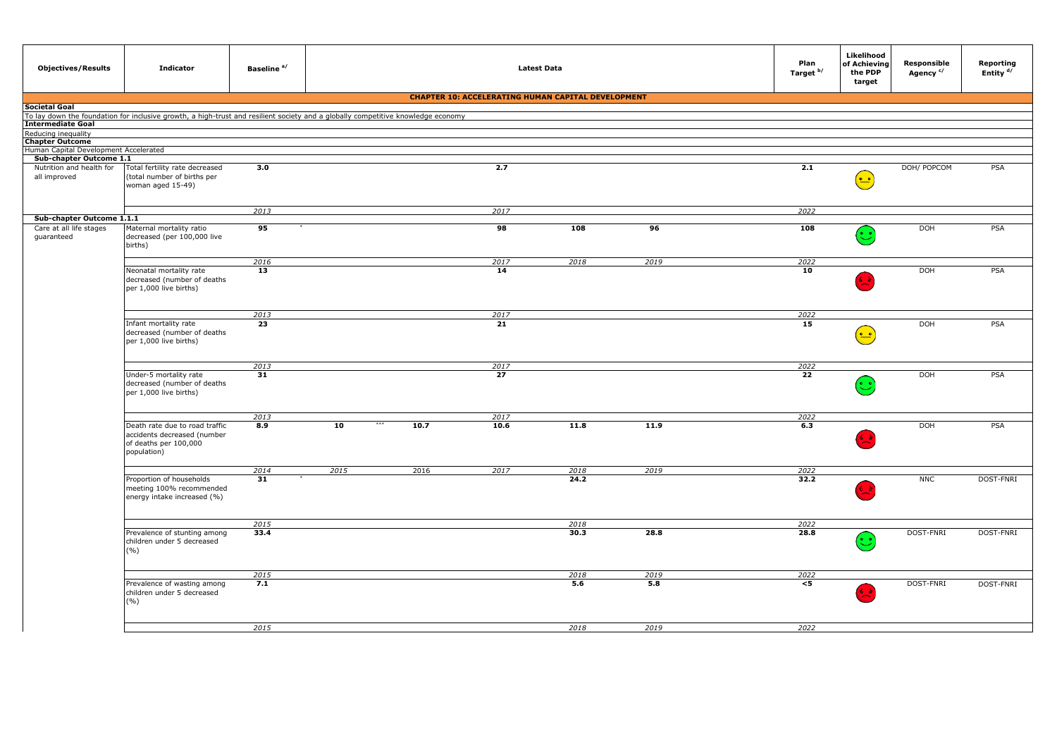| Objectives/Results | Indicator | Baseline [a/] | Latest Data | | | | | Plan Target [b/] | Likelihood of Achieving the PDP target | Responsible Agency [c/] | Reporting Entity [d/] |
|---|---|---|---|---|---|---|---|---|---|---|---|
| **CHAPTER 10: ACCELERATING HUMAN CAPITAL DEVELOPMENT** | | | | | | | | | | | |
| **Societal Goal** | | | | | | | | | | | |
| To lay down the foundation for inclusive growth, a high-trust and resilient society and a globally competitive knowledge economy | | | | | | | | | | | |
| **Intermediate Goal** | | | | | | | | | | | |
| Reducing inequality | | | | | | | | | | | |
| **Chapter Outcome** | | | | | | | | | | | |
| Human Capital Development Accelerated | | | | | | | | | | | |
| **Sub-chapter Outcome 1.1** | | | | | | | | | | | |
| Nutrition and health for all improved | Total fertility rate decreased (total number of births per woman aged 15-49) | **3.0** | | | **2.7** | | | **2.1** | Yellow (neutral) | DOH/ POPCOM | PSA |
| | | *2013* | | | *2017* | | | *2022* | | | |
| **Sub-chapter Outcome 1.1.1** | | | | | | | | | | | |
| Care at all life stages guaranteed | Maternal mortality ratio decreased (per 100,000 live births) | **95** * | | | **98** | **108** | **96** | **108** | Green (smile) | DOH | PSA |
| | | *2016* | | | *2017* | *2018* | *2019* | *2022* | | | |
| | Neonatal mortality rate decreased (number of deaths per 1,000 live births) | **13** | | | **14** | | | **10** | Red (sad) | DOH | PSA |
| | | *2013* | | | *2017* | | | *2022* | | | |
| | Infant mortality rate decreased (number of deaths per 1,000 live births) | **23** | | | **21** | | | **15** | Yellow (neutral) | DOH | PSA |
| | | *2013* | | | *2017* | | | *2022* | | | |
| | Under-5 mortality rate decreased (number of deaths per 1,000 live births) | **31** | | | **27** | | | **22** | Green (smile) | DOH | PSA |
| | | *2013* | | | *2017* | | | *2022* | | | |
| | Death rate due to road traffic accidents decreased (number of deaths per 100,000 population) | **8.9** | **10** *** | **10.7** | **10.6** | **11.8** | **11.9** | **6.3** | Red (sad) | DOH | PSA |
| | | *2014* | *2015* | *2016* | *2017* | *2018* | *2019* | *2022* | | | |
| | Proportion of households meeting 100% recommended energy intake increased (%) | **31** * | | | | **24.2** | | **32.2** | Red (sad) | NNC | DOST-FNRI |
| | | *2015* | | | | *2018* | | *2022* | | | |
| | Prevalence of stunting among children under 5 decreased (%) | **33.4** | | | | **30.3** | **28.8** | **28.8** | Green (smile) | DOST-FNRI | DOST-FNRI |
| | | *2015* | | | | *2018* | *2019* | *2022* | | | |
| | Prevalence of wasting among children under 5 decreased (%) | **7.1** | | | | **5.6** | **5.8** | **<5** | Red (sad) | DOST-FNRI | DOST-FNRI |
| | | *2015* | | | | *2018* | *2019* | *2022* | | | |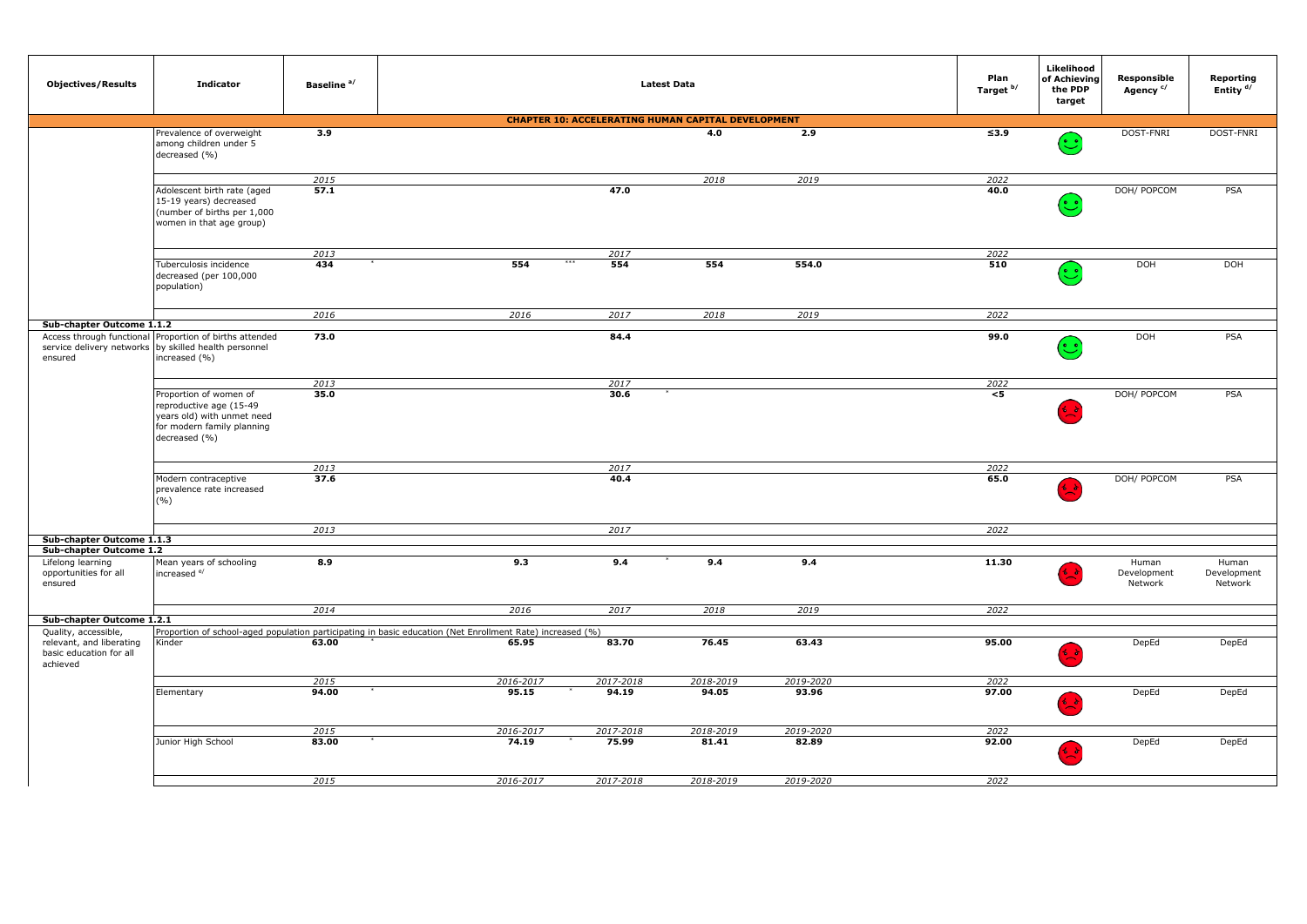| Objectives/Results | Indicator | Baseline [a/] | Latest Data | | | | Plan Target [b/] | Likelihood of Achieving the PDP target | Responsible Agency [c/] | Reporting Entity [d/] |
|---|---|---|---|---|---|---|---|---|---|---|
| **CHAPTER 10: ACCELERATING HUMAN CAPITAL DEVELOPMENT** | | | | | | | | | | |
| | Prevalence of overweight among children under 5 decreased (%) | **3.9** | | | **4.0** | **2.9** | **≤3.9** | 🙂 | DOST-FNRI | DOST-FNRI |
| | | *2015* | | | *2018* | *2019* | *2022* | | | |
| | Adolescent birth rate (aged 15-19 years) decreased (number of births per 1,000 women in that age group) | **57.1** | | **47.0** | | | **40.0** | 🙂 | DOH/ POPCOM | PSA |
| | | *2013* | | *2017* | | | *2022* | | | |
| | Tuberculosis incidence decreased (per 100,000 population) | **434** * | **554** *** | **554** | **554** | **554.0** | **510** | 🙂 | DOH | DOH |
| | | *2016* | *2016* | *2017* | *2018* | *2019* | *2022* | | | |
| **Sub-chapter Outcome 1.1.2** | | | | | | | | | | |
| Access through functional service delivery networks ensured | Proportion of births attended by skilled health personnel increased (%) | **73.0** | | **84.4** | | | **99.0** | 🙂 | DOH | PSA |
| | | *2013* | | *2017* | | | *2022* | | | |
| | Proportion of women of reproductive age (15-49 years old) with unmet need for modern family planning decreased (%) | **35.0** | | **30.6** * | | | **<5** | 🙁 | DOH/ POPCOM | PSA |
| | | *2013* | | *2017* | | | *2022* | | | |
| | Modern contraceptive prevalence rate increased (%) | **37.6** | | **40.4** | | | **65.0** | 🙁 | DOH/ POPCOM | PSA |
| | | *2013* | | *2017* | | | *2022* | | | |
| **Sub-chapter Outcome 1.1.3** | | | | | | | | | | |
| **Sub-chapter Outcome 1.2** | | | | | | | | | | |
| Lifelong learning opportunities for all ensured | Mean years of schooling increased [e/] | **8.9** | **9.3** | **9.4** * | **9.4** | **9.4** | **11.30** | 🙁 | Human Development Network | Human Development Network |
| | | *2014* | *2016* | *2017* | *2018* | *2019* | *2022* | | | |
| **Sub-chapter Outcome 1.2.1** | | | | | | | | | | |
| Quality, accessible, relevant, and liberating basic education for all achieved | Proportion of school-aged population participating in basic education (Net Enrollment Rate) increased (%) | | | | | | | | | |
| | Kinder | **63.00** * | **65.95** | **83.70** | **76.45** | **63.43** | **95.00** | 🙁 | DepEd | DepEd |
| | | *2015* | *2016-2017* | *2017-2018* | *2018-2019* | *2019-2020* | *2022* | | | |
| | Elementary | **94.00** * | **95.15** * | **94.19** | **94.05** | **93.96** | **97.00** | 🙁 | DepEd | DepEd |
| | | *2015* | *2016-2017* | *2017-2018* | *2018-2019* | *2019-2020* | *2022* | | | |
| | Junior High School | **83.00** * | **74.19** * | **75.99** | **81.41** | **82.89** | **92.00** | 🙁 | DepEd | DepEd |
| | | *2015* | *2016-2017* | *2017-2018* | *2018-2019* | *2019-2020* | *2022* | | | |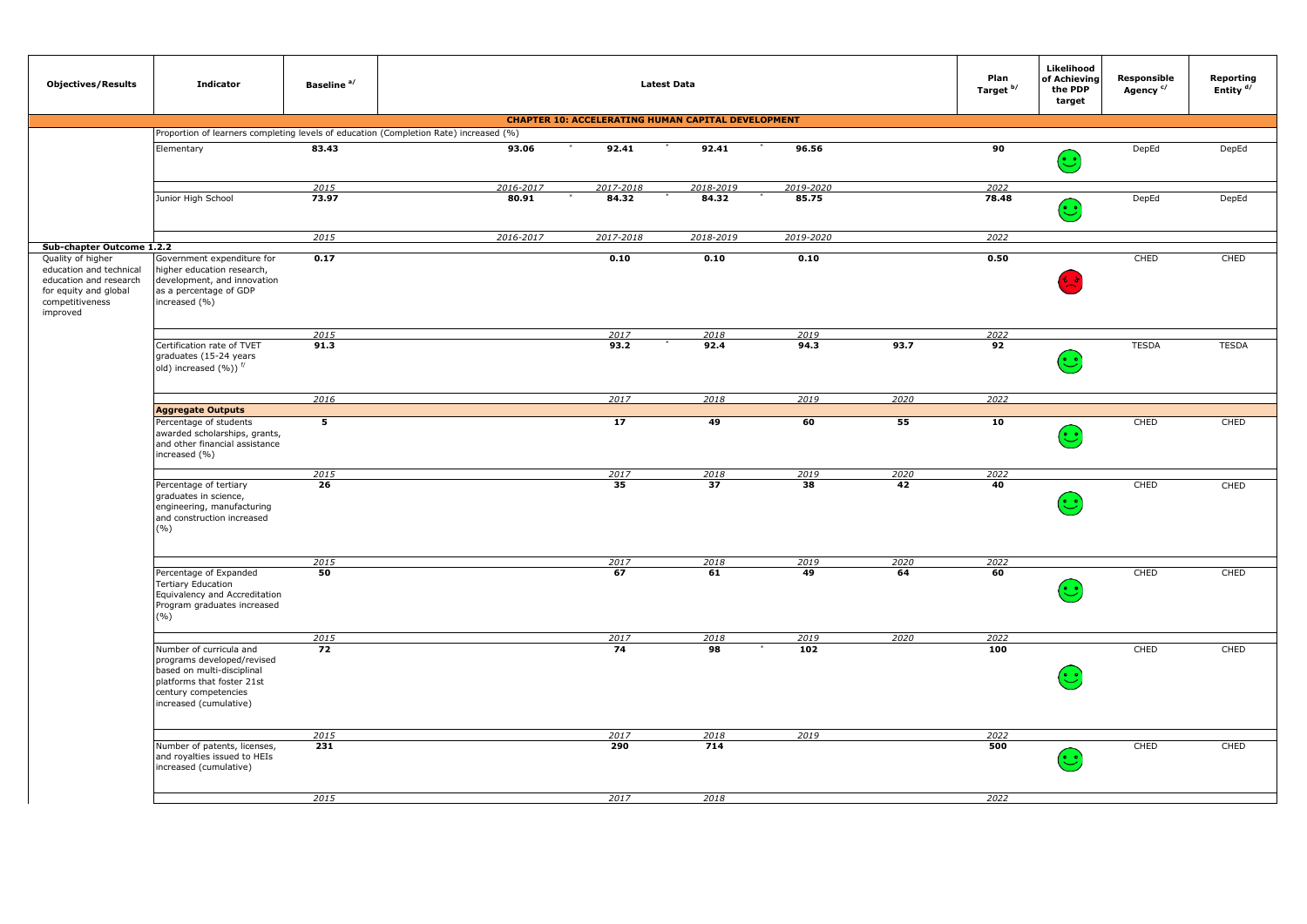| Objectives/Results | Indicator | Baseline [a/] | Latest Data | | | | | Plan Target [b/] | Likelihood of Achieving the PDP target | Responsible Agency [c/] | Reporting Entity [d/] |
|---|---|---|---|---|---|---|---|---|---|---|---|
| **CHAPTER 10: ACCELERATING HUMAN CAPITAL DEVELOPMENT** | | | | | | | | | | | |
| | Proportion of learners completing levels of education (Completion Rate) increased (%) | | | | | | | | | | |
| | Elementary | **83.43** | **93.06** * | **92.41** * | **92.41** * | **96.56** | | **90** | 🙂 | DepEd | DepEd |
| | | *2015* | *2016-2017* | *2017-2018* | *2018-2019* | *2019-2020* | | *2022* | | | |
| | Junior High School | **73.97** | **80.91** * | **84.32** * | **84.32** * | **85.75** | | **78.48** | 🙂 | DepEd | DepEd |
| | | *2015* | *2016-2017* | *2017-2018* | *2018-2019* | *2019-2020* | | *2022* | | | |
| **Sub-chapter Outcome 1.2.2** | | | | | | | | | | | |
| Quality of higher education and technical education and research for equity and global competitiveness improved | Government expenditure for higher education research, development, and innovation as a percentage of GDP increased (%) | **0.17** | | **0.10** | **0.10** | **0.10** | | **0.50** | ☹ | CHED | CHED |
| | | *2015* | | *2017* | *2018* | *2019* | | *2022* | | | |
| | Certification rate of TVET graduates (15-24 years old) increased (%)) [f/] | **91.3** | | **93.2** * | **92.4** | **94.3** | **93.7** | **92** | 🙂 | TESDA | TESDA |
| | | *2016* | | *2017* | *2018* | *2019* | *2020* | *2022* | | | |
| | **Aggregate Outputs** | | | | | | | | | | |
| | Percentage of students awarded scholarships, grants, and other financial assistance increased (%) | **5** | | **17** | **49** | **60** | **55** | **10** | 🙂 | CHED | CHED |
| | | *2015* | | *2017* | *2018* | *2019* | *2020* | *2022* | | | |
| | Percentage of tertiary graduates in science, engineering, manufacturing and construction increased (%) | **26** | | **35** | **37** | **38** | **42** | **40** | 🙂 | CHED | CHED |
| | | *2015* | | *2017* | *2018* | *2019* | *2020* | *2022* | | | |
| | Percentage of Expanded Tertiary Education Equivalency and Accreditation Program graduates increased (%) | **50** | | **67** | **61** | **49** | **64** | **60** | 🙂 | CHED | CHED |
| | | *2015* | | *2017* | *2018* | *2019* | *2020* | *2022* | | | |
| | Number of curricula and programs developed/revised based on multi-disciplinal platforms that foster 21st century competencies increased (cumulative) | **72** | | **74** | **98** * | **102** | | **100** | 🙂 | CHED | CHED |
| | | *2015* | | *2017* | *2018* | *2019* | | *2022* | | | |
| | Number of patents, licenses, and royalties issued to HEIs increased (cumulative) | **231** | | **290** | **714** | | | **500** | 🙂 | CHED | CHED |
| | | *2015* | | *2017* | *2018* | | | *2022* | | | |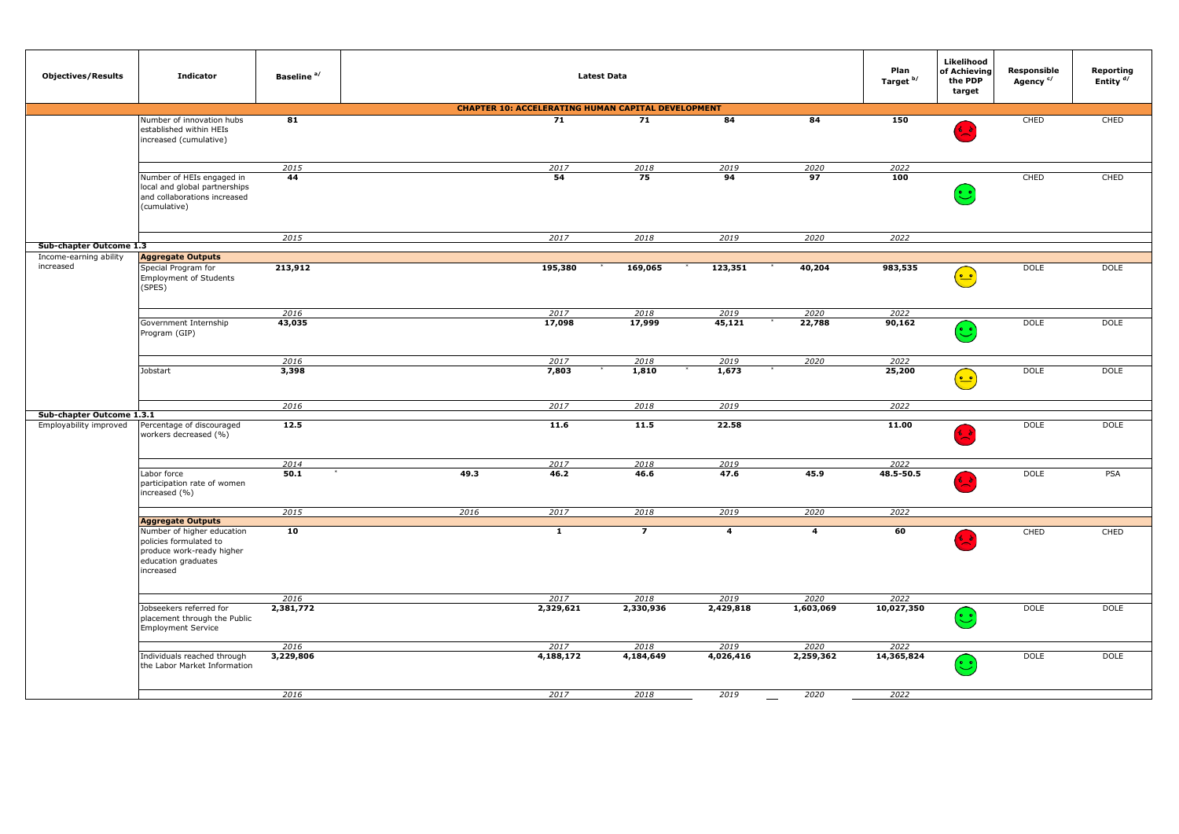| Objectives/Results | Indicator | Baseline [a/] | Latest Data | | | | | Plan Target [b/] | Likelihood of Achieving the PDP target | Responsible Agency [c/] | Reporting Entity [d/] |
|---|---|---|---|---|---|---|---|---|---|---|---|
| **CHAPTER 10: ACCELERATING HUMAN CAPITAL DEVELOPMENT** | | | | | | | | | | | |
| | Number of innovation hubs established within HEIs increased (cumulative) | **81** | | **71** | **71** | **84** | **84** | **150** | Red (sad face) | CHED | CHED |
| | | *2015* | | *2017* | *2018* | *2019* | *2020* | *2022* | | | |
| | Number of HEIs engaged in local and global partnerships and collaborations increased (cumulative) | **44** | | **54** | **75** | **94** | **97** | **100** | Green (happy face) | CHED | CHED |
| | | *2015* | | *2017* | *2018* | *2019* | *2020* | *2022* | | | |
| **Sub-chapter Outcome 1.3** | | | | | | | | | | | |
| Income-earning ability increased | **Aggregate Outputs** | | | | | | | | | | |
| | Special Program for Employment of Students (SPES) | **213,912** | | **195,380** * | **169,065** * | **123,351** * | **40,204** | **983,535** | Yellow (neutral face) | DOLE | DOLE |
| | | *2016* | | *2017* | *2018* | *2019* | *2020* | *2022* | | | |
| | Government Internship Program (GIP) | **43,035** | | **17,098** | **17,999** | **45,121** * | **22,788** | **90,162** | Green (happy face) | DOLE | DOLE |
| | | *2016* | | *2017* | *2018* | *2019* | *2020* | *2022* | | | |
| | Jobstart | **3,398** | | **7,803** * | **1,810** * | **1,673** * | | **25,200** | Yellow (neutral face) | DOLE | DOLE |
| | | *2016* | | *2017* | *2018* | *2019* | | *2022* | | | |
| **Sub-chapter Outcome 1.3.1** | | | | | | | | | | | |
| Employability improved | Percentage of discouraged workers decreased (%) | **12.5** | | **11.6** | **11.5** | **22.58** | | **11.00** | Red (sad face) | DOLE | DOLE |
| | | *2014* | | *2017* | *2018* | *2019* | | *2022* | | | |
| | Labor force participation rate of women increased (%) | **50.1** * | **49.3** | **46.2** | **46.6** | **47.6** | **45.9** | **48.5-50.5** | Red (sad face) | DOLE | PSA |
| | | *2015* | *2016* | *2017* | *2018* | *2019* | *2020* | *2022* | | | |
| | **Aggregate Outputs** | | | | | | | | | | |
| | Number of higher education policies formulated to produce work-ready higher education graduates increased | **10** | | **1** | **7** | **4** | **4** | **60** | Red (sad face) | CHED | CHED |
| | | *2016* | | *2017* | *2018* | *2019* | *2020* | *2022* | | | |
| | Jobseekers referred for placement through the Public Employment Service | **2,381,772** | | **2,329,621** | **2,330,936** | **2,429,818** | **1,603,069** | **10,027,350** | Green (happy face) | DOLE | DOLE |
| | | *2016* | | *2017* | *2018* | *2019* | *2020* | *2022* | | | |
| | Individuals reached through the Labor Market Information | **3,229,806** | | **4,188,172** | **4,184,649** | **4,026,416** | **2,259,362** | **14,365,824** | Green (happy face) | DOLE | DOLE |
| | | *2016* | | *2017* | *2018* | *2019* | *2020* | *2022* | | | |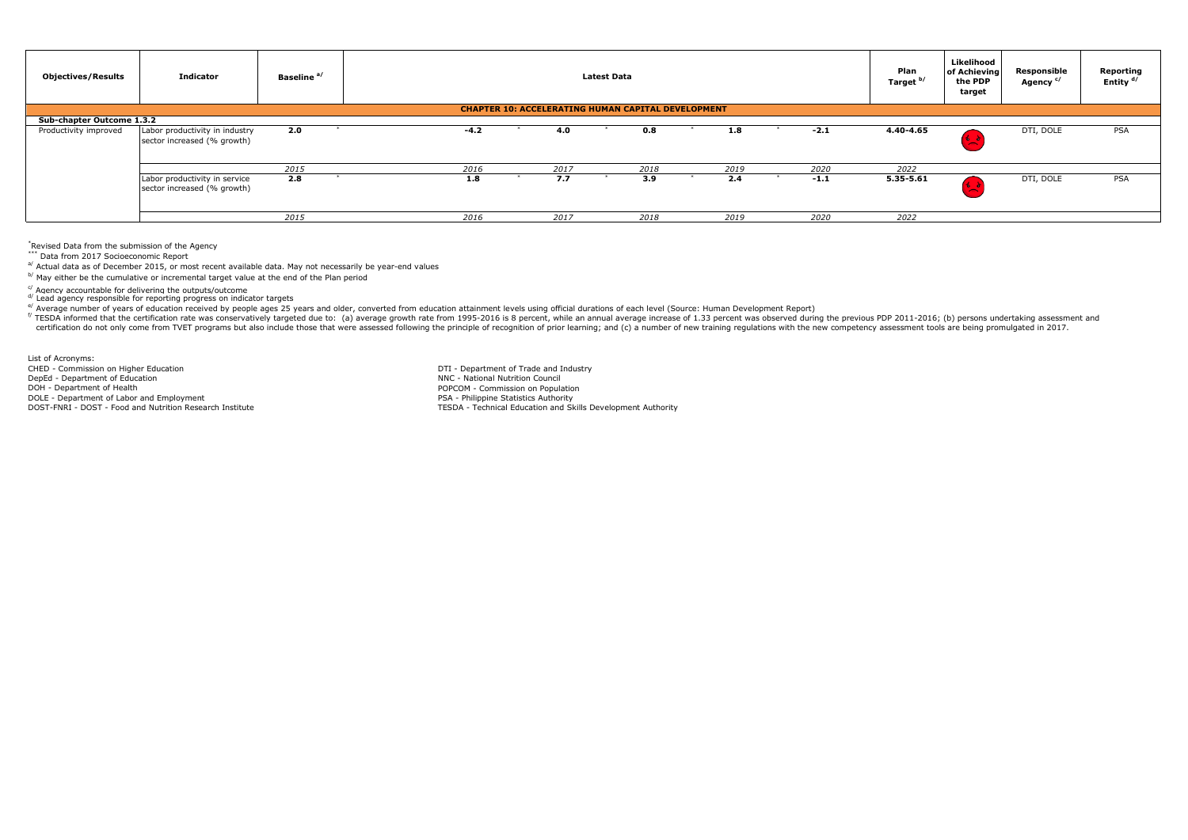| Objectives/Results | Indicator | Baseline [a/] | Latest Data | | | | | Plan Target [b/] | Likelihood of Achieving the PDP target | Responsible Agency [c/] | Reporting Entity [d/] |
|---|---|---|---|---|---|---|---|---|---|---|---|
| **CHAPTER 10: ACCELERATING HUMAN CAPITAL DEVELOPMENT** | | | | | | | | | | | |
| **Sub-chapter Outcome 1.3.2** | | | | | | | | | | | |
| Productivity improved | Labor productivity in industry sector increased (% growth) | **2.0** * | **-4.2** * | **4.0** * | **0.8** * | **1.8** * | **-2.1** | **4.40-4.65** | | DTI, DOLE | PSA |
| | | *2015* | *2016* | *2017* | *2018* | *2019* | *2020* | *2022* | | | |
| | Labor productivity in service sector increased (% growth) | **2.8** * | **1.8** * | **7.7** * | **3.9** * | **2.4** * | **-1.1** | **5.35-5.61** | | DTI, DOLE | PSA |
| | | *2015* | *2016* | *2017* | *2018* | *2019* | *2020* | *2022* | | | |

*Revised Data from the submission of the Agency

*** Data from 2017 Socioeconomic Report

[a/] Actual data as of December 2015, or most recent available data. May not necessarily be year-end values

[b/] May either be the cumulative or incremental target value at the end of the Plan period

[c/] Agency accountable for delivering the outputs/outcome

[d/] Lead agency responsible for reporting progress on indicator targets

[e/] Average number of years of education received by people ages 25 years and older, converted from education attainment levels using official durations of each level (Source: Human Development Report)

[f/] TESDA informed that the certification rate was conservatively targeted due to: (a) average growth rate from 1995-2016 is 8 percent, while an annual average increase of 1.33 percent was observed during the previous PDP 2011-2016; (b) persons undertaking assessment and certification do not only come from TVET programs but also include those that were assessed following the principle of recognition of prior learning; and (c) a number of new training regulations with the new competency assessment tools are being promulgated in 2017.

List of Acronyms:

CHED - Commission on Higher Education
DepEd - Department of Education
DOH - Department of Health
DOLE - Department of Labor and Employment
DOST-FNRI - DOST - Food and Nutrition Research Institute
DTI - Department of Trade and Industry
NNC - National Nutrition Council
POPCOM - Commission on Population
PSA - Philippine Statistics Authority
TESDA - Technical Education and Skills Development Authority